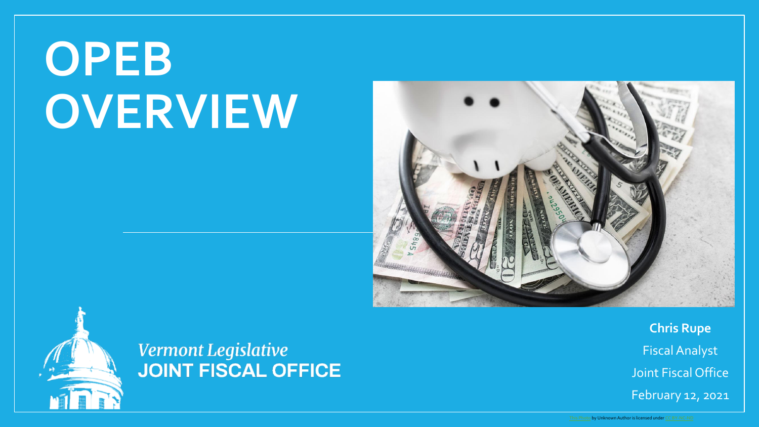# OPEB OVERVIEW

*Vermont Legislative*
**JOINT FISCAL OFFICE**

**Chris Rupe**

Fiscal Analyst

Joint Fiscal Office

February 12, 2021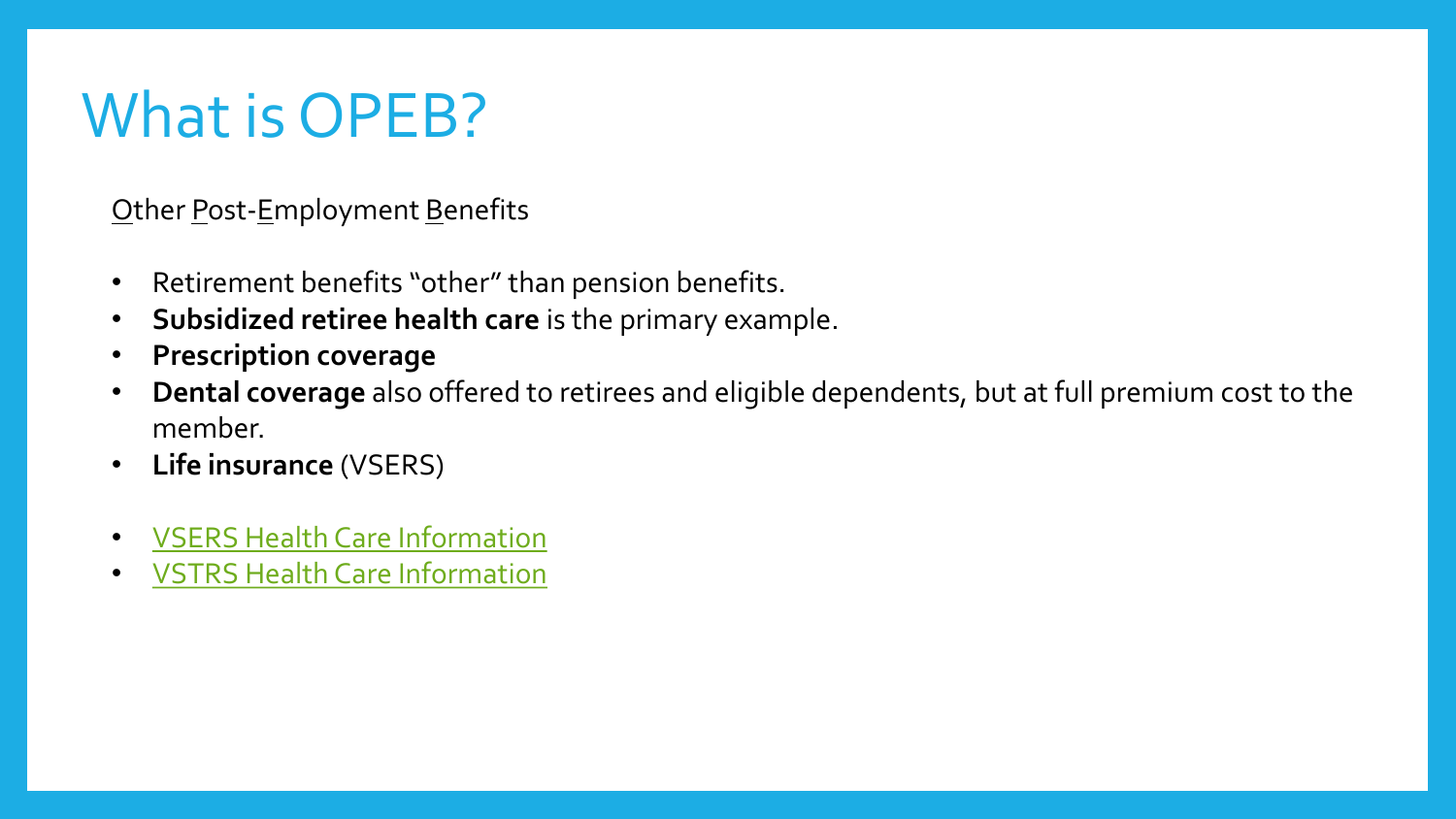# What is OPEB?

Other Post-Employment Benefits

- Retirement benefits “other” than pension benefits.
- **Subsidized retiree health care** is the primary example.
- **Prescription coverage**
- **Dental coverage** also offered to retirees and eligible dependents, but at full premium cost to the member.
- **Life insurance** (VSERS)

- VSERS Health Care Information
- VSTRS Health Care Information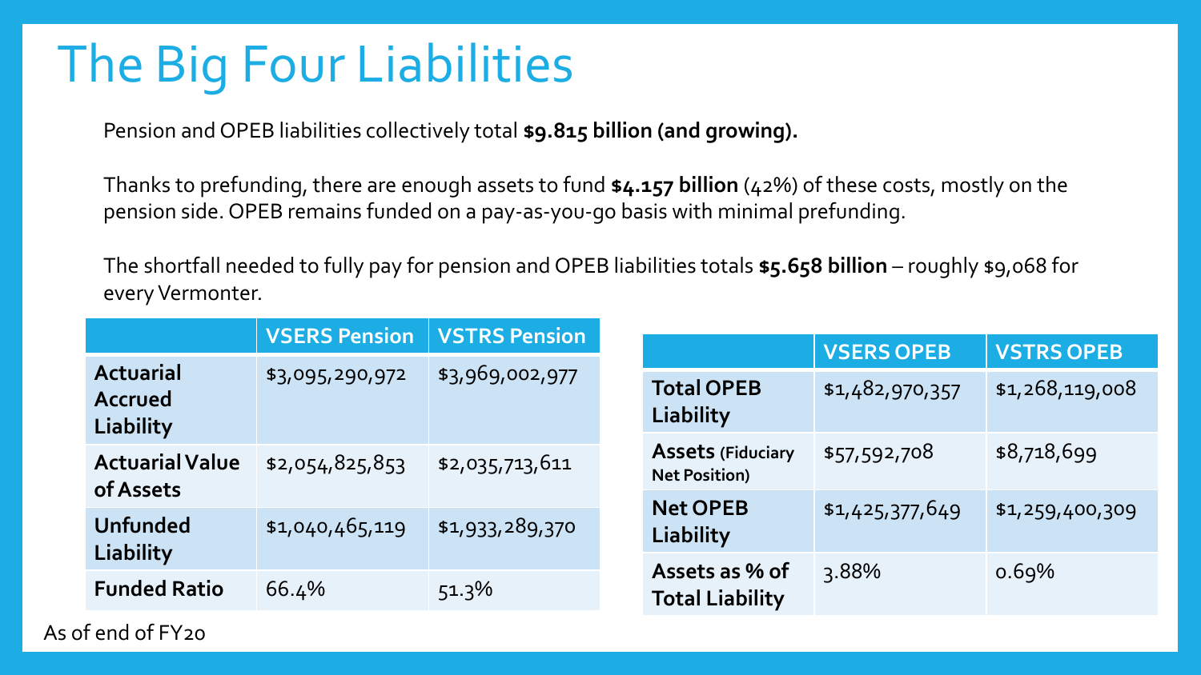# The Big Four Liabilities

Pension and OPEB liabilities collectively total **$9.815 billion (and growing).**

Thanks to prefunding, there are enough assets to fund **$4.157 billion** (42%) of these costs, mostly on the pension side. OPEB remains funded on a pay-as-you-go basis with minimal prefunding.

The shortfall needed to fully pay for pension and OPEB liabilities totals **$5.658 billion** – roughly $9,068 for every Vermonter.

| | VSERS Pension | VSTRS Pension |
|---|---|---|
| **Actuarial Accrued Liability** | $3,095,290,972 | $3,969,002,977 |
| **Actuarial Value of Assets** | $2,054,825,853 | $2,035,713,611 |
| **Unfunded Liability** | $1,040,465,119 | $1,933,289,370 |
| **Funded Ratio** | 66.4% | 51.3% |

| | VSERS OPEB | VSTRS OPEB |
|---|---|---|
| **Total OPEB Liability** | $1,482,970,357 | $1,268,119,008 |
| **Assets (Fiduciary Net Position)** | $57,592,708 | $8,718,699 |
| **Net OPEB Liability** | $1,425,377,649 | $1,259,400,309 |
| **Assets as % of Total Liability** | 3.88% | 0.69% |

As of end of FY20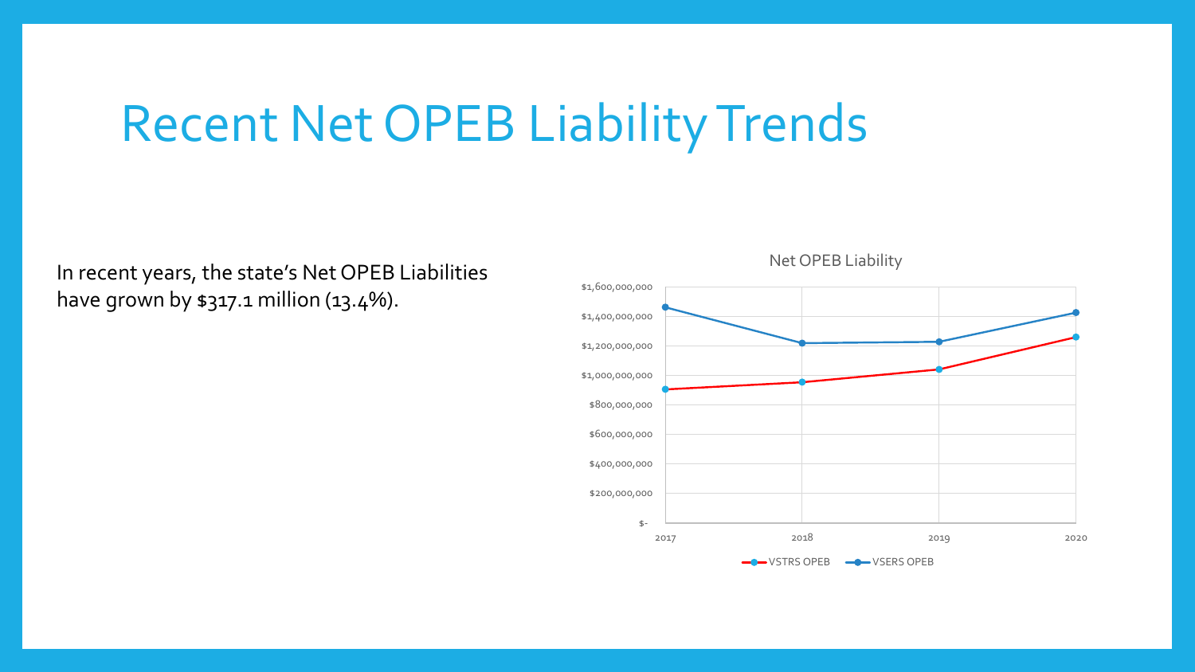# Recent Net OPEB Liability Trends

In recent years, the state's Net OPEB Liabilities have grown by $317.1 million (13.4%).

Net OPEB Liability

$1,600,000,000
$1,400,000,000
$1,200,000,000
$1,000,000,000
$800,000,000
$600,000,000
$400,000,000
$200,000,000
$-

2017
2018
2019
2020

VSTRS OPEB
VSERS OPEB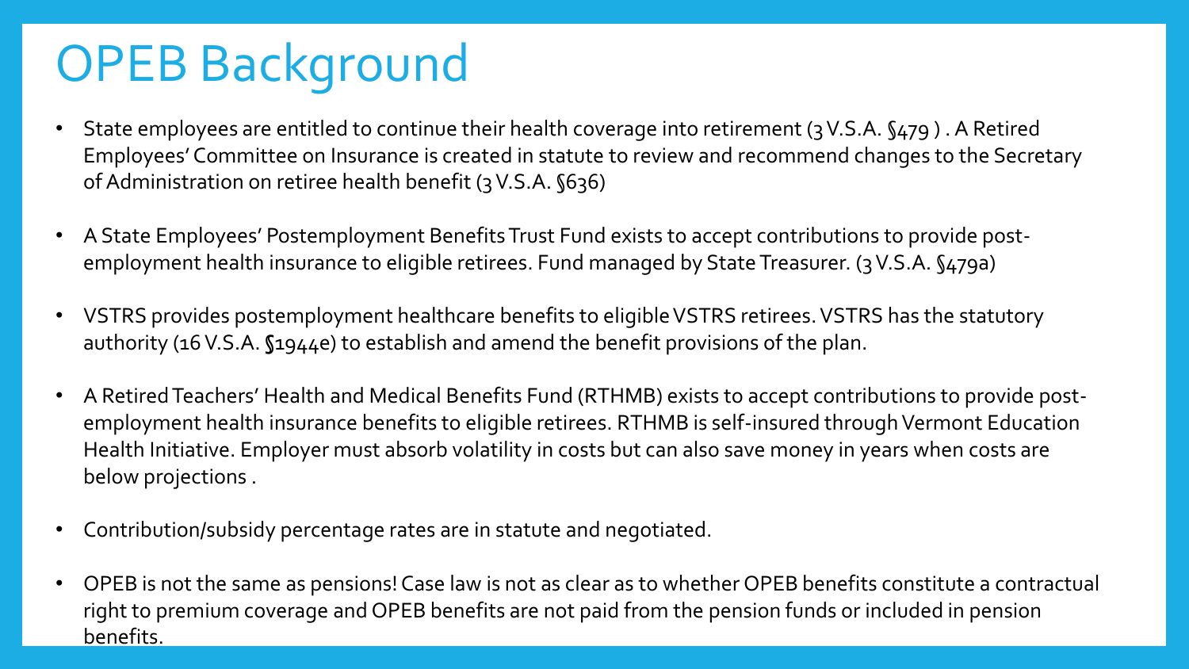# OPEB Background

- State employees are entitled to continue their health coverage into retirement (3 V.S.A. §479 ) . A Retired Employees' Committee on Insurance is created in statute to review and recommend changes to the Secretary of Administration on retiree health benefit (3 V.S.A. §636)
- A State Employees' Postemployment Benefits Trust Fund exists to accept contributions to provide post-employment health insurance to eligible retirees. Fund managed by State Treasurer. (3 V.S.A. §479a)
- VSTRS provides postemployment healthcare benefits to eligible VSTRS retirees. VSTRS has the statutory authority (16 V.S.A. §1944e) to establish and amend the benefit provisions of the plan.
- A Retired Teachers' Health and Medical Benefits Fund (RTHMB) exists to accept contributions to provide post-employment health insurance benefits to eligible retirees. RTHMB is self-insured through Vermont Education Health Initiative. Employer must absorb volatility in costs but can also save money in years when costs are below projections .
- Contribution/subsidy percentage rates are in statute and negotiated.
- OPEB is not the same as pensions! Case law is not as clear as to whether OPEB benefits constitute a contractual right to premium coverage and OPEB benefits are not paid from the pension funds or included in pension benefits.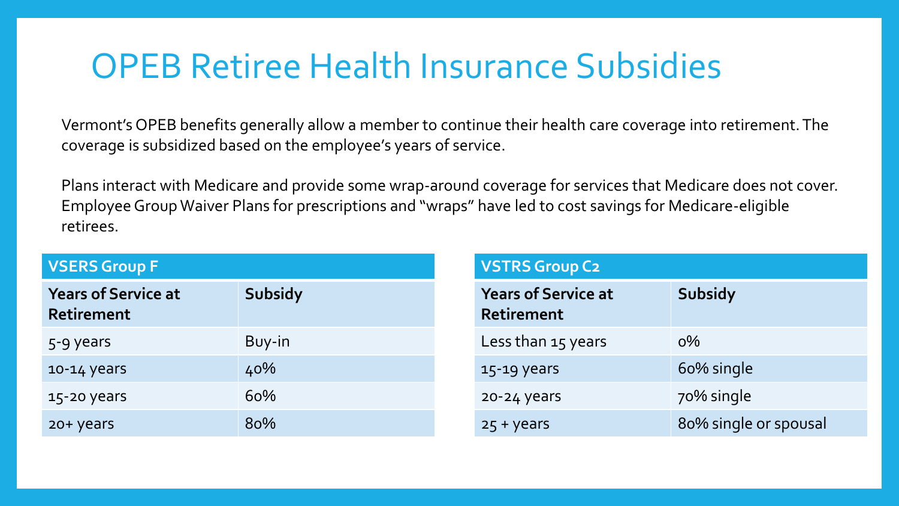# OPEB Retiree Health Insurance Subsidies

Vermont's OPEB benefits generally allow a member to continue their health care coverage into retirement. The coverage is subsidized based on the employee's years of service.

Plans interact with Medicare and provide some wrap-around coverage for services that Medicare does not cover. Employee Group Waiver Plans for prescriptions and "wraps" have led to cost savings for Medicare-eligible retirees.

| VSERS Group F | |
|---|---|
| **Years of Service at Retirement** | **Subsidy** |
| 5-9 years | Buy-in |
| 10-14 years | 40% |
| 15-20 years | 60% |
| 20+ years | 80% |

| VSTRS Group C2 | |
|---|---|
| **Years of Service at Retirement** | **Subsidy** |
| Less than 15 years | 0% |
| 15-19 years | 60% single |
| 20-24 years | 70% single |
| 25 + years | 80% single or spousal |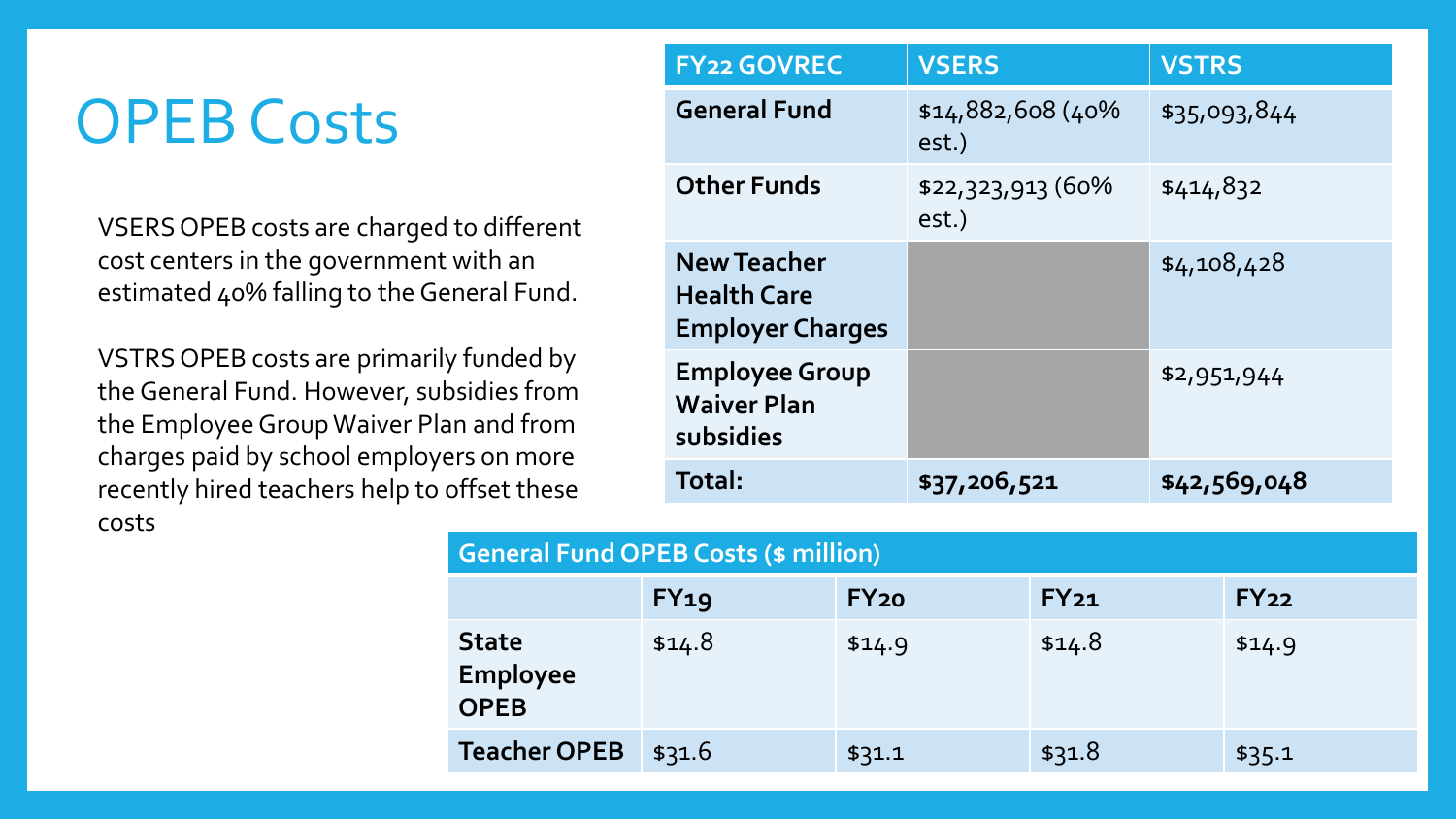# OPEB Costs

VSERS OPEB costs are charged to different cost centers in the government with an estimated 40% falling to the General Fund.

VSTRS OPEB costs are primarily funded by the General Fund. However, subsidies from the Employee Group Waiver Plan and from charges paid by school employers on more recently hired teachers help to offset these costs

| FY22 GOVREC | VSERS | VSTRS |
|---|---|---|
| **General Fund** | $14,882,608 (40% est.) | $35,093,844 |
| **Other Funds** | $22,323,913 (60% est.) | $414,832 |
| **New Teacher Health Care Employer Charges** | | $4,108,428 |
| **Employee Group Waiver Plan subsidies** | | $2,951,944 |
| **Total:** | **$37,206,521** | **$42,569,048** |

| General Fund OPEB Costs ($ million) | | | | |
|---|---|---|---|---|
| | **FY19** | **FY20** | **FY21** | **FY22** |
| **State Employee OPEB** | $14.8 | $14.9 | $14.8 | $14.9 |
| **Teacher OPEB** | $31.6 | $31.1 | $31.8 | $35.1 |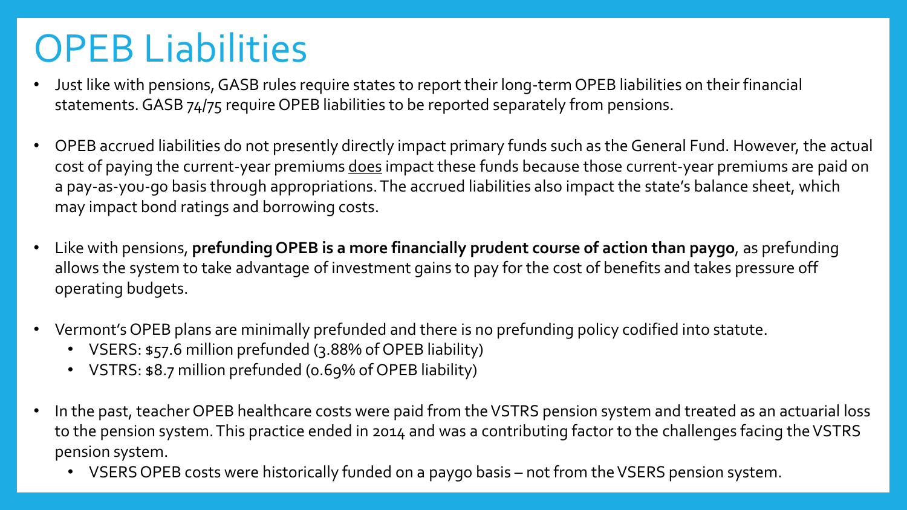# OPEB Liabilities

- Just like with pensions, GASB rules require states to report their long-term OPEB liabilities on their financial statements. GASB 74/75 require OPEB liabilities to be reported separately from pensions.

- OPEB accrued liabilities do not presently directly impact primary funds such as the General Fund. However, the actual cost of paying the current-year premiums <u>does</u> impact these funds because those current-year premiums are paid on a pay-as-you-go basis through appropriations. The accrued liabilities also impact the state's balance sheet, which may impact bond ratings and borrowing costs.

- Like with pensions, **prefunding OPEB is a more financially prudent course of action than paygo**, as prefunding allows the system to take advantage of investment gains to pay for the cost of benefits and takes pressure off operating budgets.

- Vermont's OPEB plans are minimally prefunded and there is no prefunding policy codified into statute.
  - VSERS: $57.6 million prefunded (3.88% of OPEB liability)
  - VSTRS: $8.7 million prefunded (0.69% of OPEB liability)

- In the past, teacher OPEB healthcare costs were paid from the VSTRS pension system and treated as an actuarial loss to the pension system. This practice ended in 2014 and was a contributing factor to the challenges facing the VSTRS pension system.
  - VSERS OPEB costs were historically funded on a paygo basis – not from the VSERS pension system.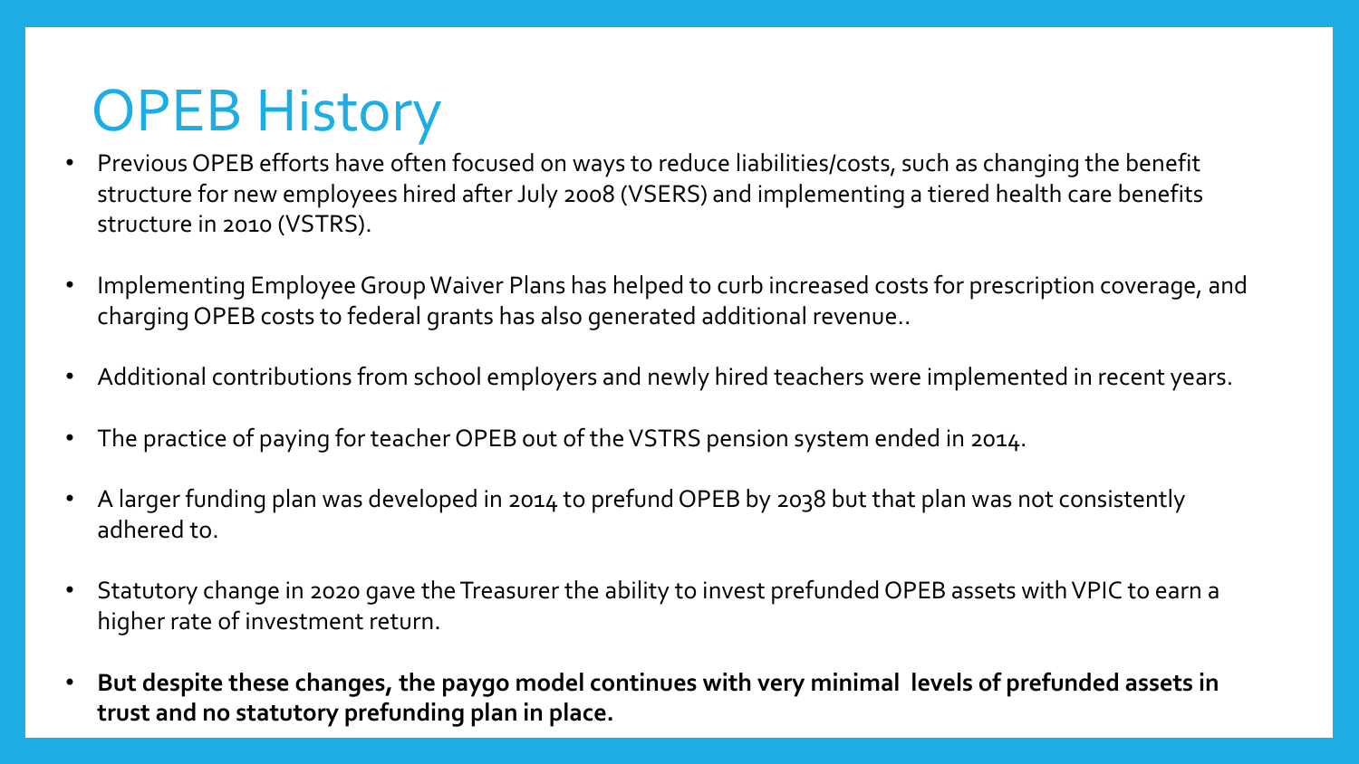# OPEB History

- Previous OPEB efforts have often focused on ways to reduce liabilities/costs, such as changing the benefit structure for new employees hired after July 2008 (VSERS) and implementing a tiered health care benefits structure in 2010 (VSTRS).
- Implementing Employee Group Waiver Plans has helped to curb increased costs for prescription coverage, and charging OPEB costs to federal grants has also generated additional revenue..
- Additional contributions from school employers and newly hired teachers were implemented in recent years.
- The practice of paying for teacher OPEB out of the VSTRS pension system ended in 2014.
- A larger funding plan was developed in 2014 to prefund OPEB by 2038 but that plan was not consistently adhered to.
- Statutory change in 2020 gave the Treasurer the ability to invest prefunded OPEB assets with VPIC to earn a higher rate of investment return.
- **But despite these changes, the paygo model continues with very minimal levels of prefunded assets in trust and no statutory prefunding plan in place.**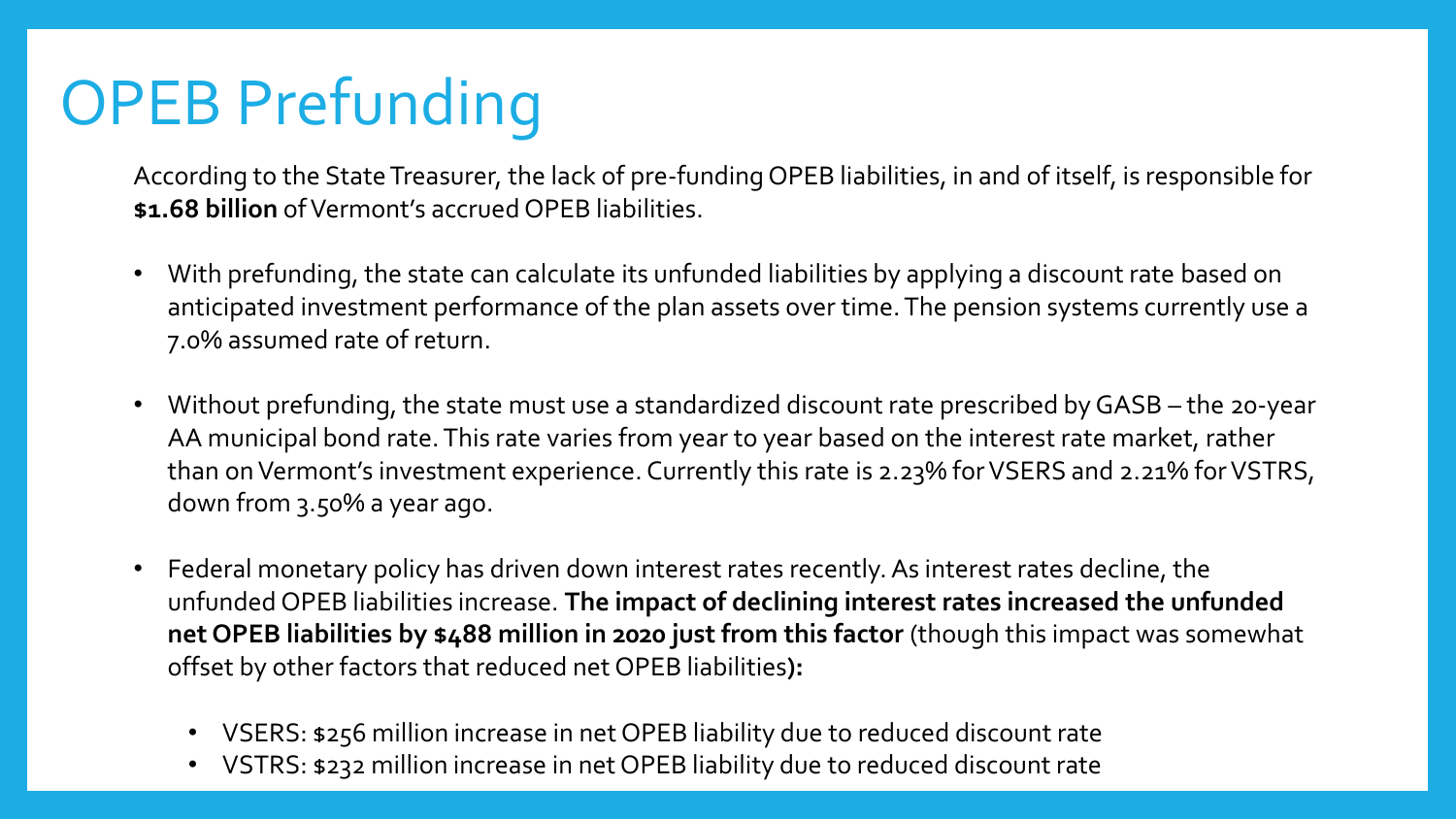# OPEB Prefunding

According to the State Treasurer, the lack of pre-funding OPEB liabilities, in and of itself, is responsible for **$1.68 billion** of Vermont's accrued OPEB liabilities.

- With prefunding, the state can calculate its unfunded liabilities by applying a discount rate based on anticipated investment performance of the plan assets over time. The pension systems currently use a 7.0% assumed rate of return.
- Without prefunding, the state must use a standardized discount rate prescribed by GASB – the 20-year AA municipal bond rate. This rate varies from year to year based on the interest rate market, rather than on Vermont's investment experience. Currently this rate is 2.23% for VSERS and 2.21% for VSTRS, down from 3.50% a year ago.
- Federal monetary policy has driven down interest rates recently. As interest rates decline, the unfunded OPEB liabilities increase. **The impact of declining interest rates increased the unfunded net OPEB liabilities by $488 million in 2020 just from this factor** (though this impact was somewhat offset by other factors that reduced net OPEB liabilities**):**
  - VSERS: $256 million increase in net OPEB liability due to reduced discount rate
  - VSTRS: $232 million increase in net OPEB liability due to reduced discount rate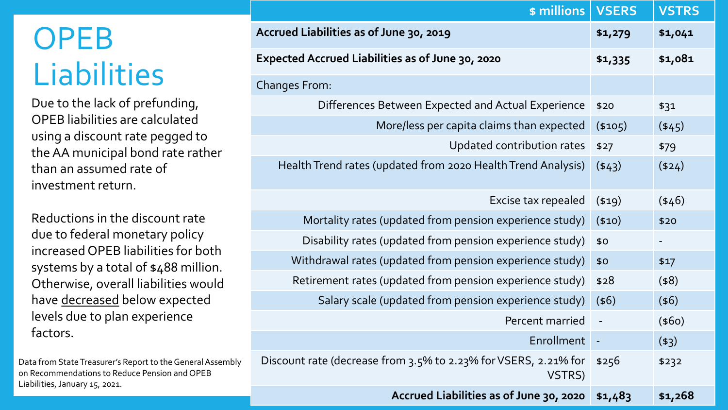# OPEB Liabilities

Due to the lack of prefunding, OPEB liabilities are calculated using a discount rate pegged to the AA municipal bond rate rather than an assumed rate of investment return.

Reductions in the discount rate due to federal monetary policy increased OPEB liabilities for both systems by a total of $488 million. Otherwise, overall liabilities would have decreased below expected levels due to plan experience factors.

Data from State Treasurer's Report to the General Assembly on Recommendations to Reduce Pension and OPEB Liabilities, January 15, 2021.

| $ millions | VSERS | VSTRS |
|---|---|---|
| **Accrued Liabilities as of June 30, 2019** | **$1,279** | **$1,041** |
| **Expected Accrued Liabilities as of June 30, 2020** | **$1,335** | **$1,081** |
| Changes From: | | |
| Differences Between Expected and Actual Experience | $20 | $31 |
| More/less per capita claims than expected | ($105) | ($45) |
| Updated contribution rates | $27 | $79 |
| Health Trend rates (updated from 2020 Health Trend Analysis) | ($43) | ($24) |
| Excise tax repealed | ($19) | ($46) |
| Mortality rates (updated from pension experience study) | ($10) | $20 |
| Disability rates (updated from pension experience study) | $0 | - |
| Withdrawal rates (updated from pension experience study) | $0 | $17 |
| Retirement rates (updated from pension experience study) | $28 | ($8) |
| Salary scale (updated from pension experience study) | ($6) | ($6) |
| Percent married | - | ($60) |
| Enrollment | - | ($3) |
| Discount rate (decrease from 3.5% to 2.23% for VSERS, 2.21% for VSTRS) | $256 | $232 |
| **Accrued Liabilities as of June 30, 2020** | **$1,483** | **$1,268** |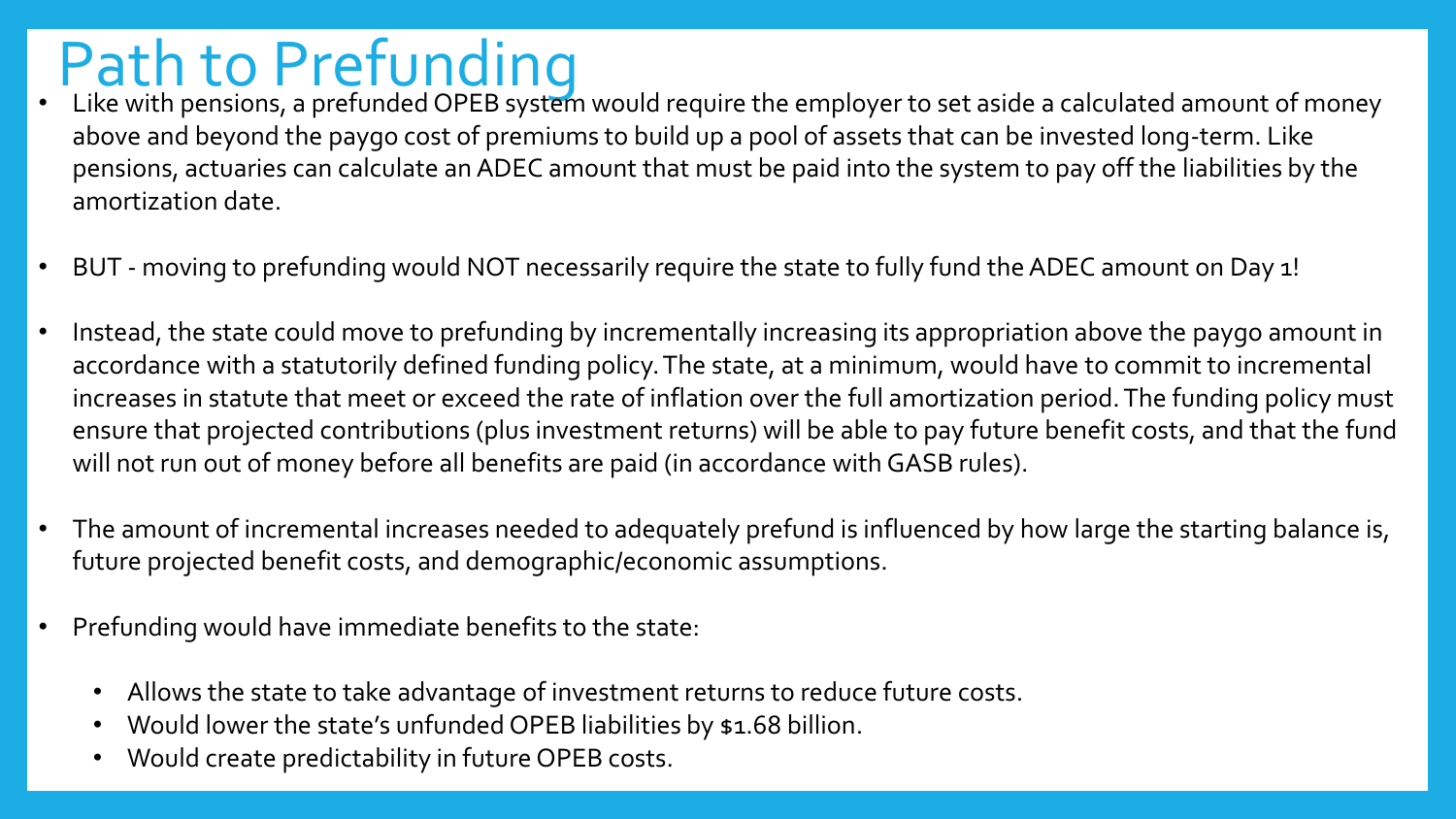# Path to Prefunding

- Like with pensions, a prefunded OPEB system would require the employer to set aside a calculated amount of money above and beyond the paygo cost of premiums to build up a pool of assets that can be invested long-term. Like pensions, actuaries can calculate an ADEC amount that must be paid into the system to pay off the liabilities by the amortization date.

- BUT - moving to prefunding would NOT necessarily require the state to fully fund the ADEC amount on Day 1!

- Instead, the state could move to prefunding by incrementally increasing its appropriation above the paygo amount in accordance with a statutorily defined funding policy. The state, at a minimum, would have to commit to incremental increases in statute that meet or exceed the rate of inflation over the full amortization period. The funding policy must ensure that projected contributions (plus investment returns) will be able to pay future benefit costs, and that the fund will not run out of money before all benefits are paid (in accordance with GASB rules).

- The amount of incremental increases needed to adequately prefund is influenced by how large the starting balance is, future projected benefit costs, and demographic/economic assumptions.

- Prefunding would have immediate benefits to the state:
  - Allows the state to take advantage of investment returns to reduce future costs.
  - Would lower the state's unfunded OPEB liabilities by $1.68 billion.
  - Would create predictability in future OPEB costs.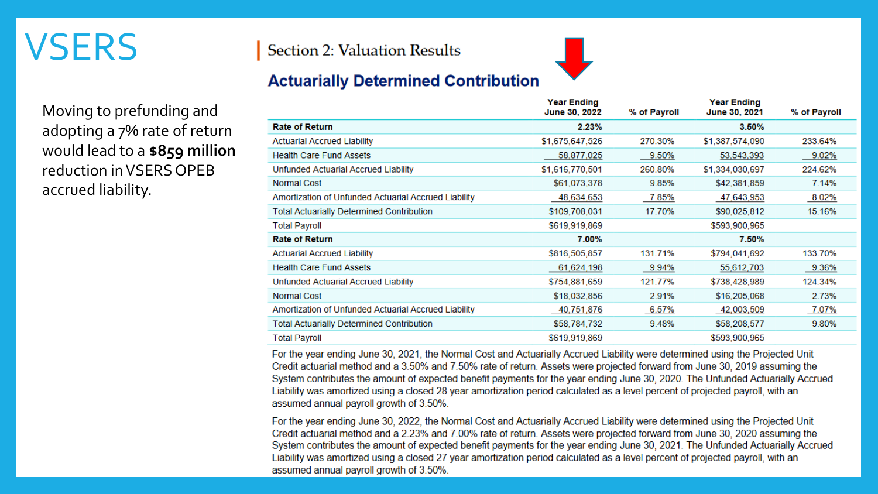# VERS

Moving to prefunding and adopting a 7% rate of return would lead to a **$859 million** reduction in VSERS OPEB accrued liability.

## Section 2: Valuation Results

### Actuarially Determined Contribution

| | Year Ending June 30, 2022 | % of Payroll | Year Ending June 30, 2021 | % of Payroll |
|---|---|---|---|---|
| **Rate of Return** | **2.23%** | | **3.50%** | |
| Actuarial Accrued Liability | $1,675,647,526 | 270.30% | $1,387,574,090 | 233.64% |
| Health Care Fund Assets | 58,877,025 | 9.50% | 53,543,393 | 9.02% |
| Unfunded Actuarial Accrued Liability | $1,616,770,501 | 260.80% | $1,334,030,697 | 224.62% |
| Normal Cost | $61,073,378 | 9.85% | $42,381,859 | 7.14% |
| Amortization of Unfunded Actuarial Accrued Liability | 48,634,653 | 7.85% | 47,643,953 | 8.02% |
| Total Actuarially Determined Contribution | $109,708,031 | 17.70% | $90,025,812 | 15.16% |
| Total Payroll | $619,919,869 | | $593,900,965 | |
| **Rate of Return** | **7.00%** | | **7.50%** | |
| Actuarial Accrued Liability | $816,505,857 | 131.71% | $794,041,692 | 133.70% |
| Health Care Fund Assets | 61,624,198 | 9.94% | 55,612,703 | 9.36% |
| Unfunded Actuarial Accrued Liability | $754,881,659 | 121.77% | $738,428,989 | 124.34% |
| Normal Cost | $18,032,856 | 2.91% | $16,205,068 | 2.73% |
| Amortization of Unfunded Actuarial Accrued Liability | 40,751,876 | 6.57% | 42,003,509 | 7.07% |
| Total Actuarially Determined Contribution | $58,784,732 | 9.48% | $58,208,577 | 9.80% |
| Total Payroll | $619,919,869 | | $593,900,965 | |

For the year ending June 30, 2021, the Normal Cost and Actuarially Accrued Liability were determined using the Projected Unit Credit actuarial method and a 3.50% and 7.50% rate of return. Assets were projected forward from June 30, 2019 assuming the System contributes the amount of expected benefit payments for the year ending June 30, 2020. The Unfunded Actuarially Accrued Liability was amortized using a closed 28 year amortization period calculated as a level percent of projected payroll, with an assumed annual payroll growth of 3.50%.

For the year ending June 30, 2022, the Normal Cost and Actuarially Accrued Liability were determined using the Projected Unit Credit actuarial method and a 2.23% and 7.00% rate of return. Assets were projected forward from June 30, 2020 assuming the System contributes the amount of expected benefit payments for the year ending June 30, 2021. The Unfunded Actuarially Accrued Liability was amortized using a closed 27 year amortization period calculated as a level percent of projected payroll, with an assumed annual payroll growth of 3.50%.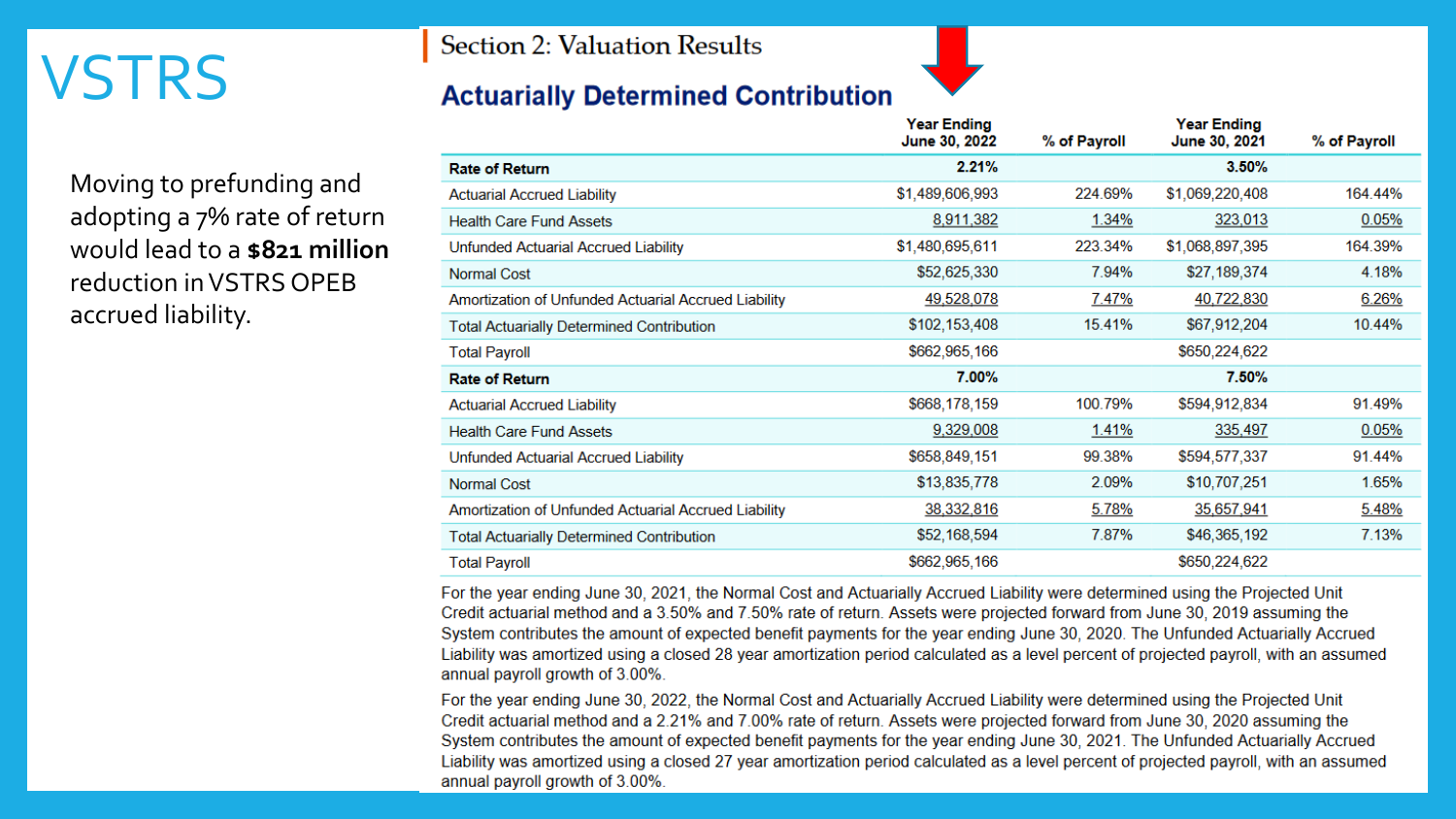# VSTRS

Moving to prefunding and adopting a 7% rate of return would lead to a **$821 million** reduction in VSTRS OPEB accrued liability.

## Section 2: Valuation Results

### Actuarially Determined Contribution

| | Year Ending June 30, 2022 | % of Payroll | Year Ending June 30, 2021 | % of Payroll |
|---|---|---|---|---|
| **Rate of Return** | **2.21%** | | **3.50%** | |
| Actuarial Accrued Liability | $1,489,606,993 | 224.69% | $1,069,220,408 | 164.44% |
| Health Care Fund Assets | 8,911,382 | 1.34% | 323,013 | 0.05% |
| Unfunded Actuarial Accrued Liability | $1,480,695,611 | 223.34% | $1,068,897,395 | 164.39% |
| Normal Cost | $52,625,330 | 7.94% | $27,189,374 | 4.18% |
| Amortization of Unfunded Actuarial Accrued Liability | 49,528,078 | 7.47% | 40,722,830 | 6.26% |
| Total Actuarially Determined Contribution | $102,153,408 | 15.41% | $67,912,204 | 10.44% |
| Total Payroll | $662,965,166 | | $650,224,622 | |
| **Rate of Return** | **7.00%** | | **7.50%** | |
| Actuarial Accrued Liability | $668,178,159 | 100.79% | $594,912,834 | 91.49% |
| Health Care Fund Assets | 9,329,008 | 1.41% | 335,497 | 0.05% |
| Unfunded Actuarial Accrued Liability | $658,849,151 | 99.38% | $594,577,337 | 91.44% |
| Normal Cost | $13,835,778 | 2.09% | $10,707,251 | 1.65% |
| Amortization of Unfunded Actuarial Accrued Liability | 38,332,816 | 5.78% | 35,657,941 | 5.48% |
| Total Actuarially Determined Contribution | $52,168,594 | 7.87% | $46,365,192 | 7.13% |
| Total Payroll | $662,965,166 | | $650,224,622 | |

For the year ending June 30, 2021, the Normal Cost and Actuarially Accrued Liability were determined using the Projected Unit Credit actuarial method and a 3.50% and 7.50% rate of return. Assets were projected forward from June 30, 2019 assuming the System contributes the amount of expected benefit payments for the year ending June 30, 2020. The Unfunded Actuarially Accrued Liability was amortized using a closed 28 year amortization period calculated as a level percent of projected payroll, with an assumed annual payroll growth of 3.00%.

For the year ending June 30, 2022, the Normal Cost and Actuarially Accrued Liability were determined using the Projected Unit Credit actuarial method and a 2.21% and 7.00% rate of return. Assets were projected forward from June 30, 2020 assuming the System contributes the amount of expected benefit payments for the year ending June 30, 2021. The Unfunded Actuarially Accrued Liability was amortized using a closed 27 year amortization period calculated as a level percent of projected payroll, with an assumed annual payroll growth of 3.00%.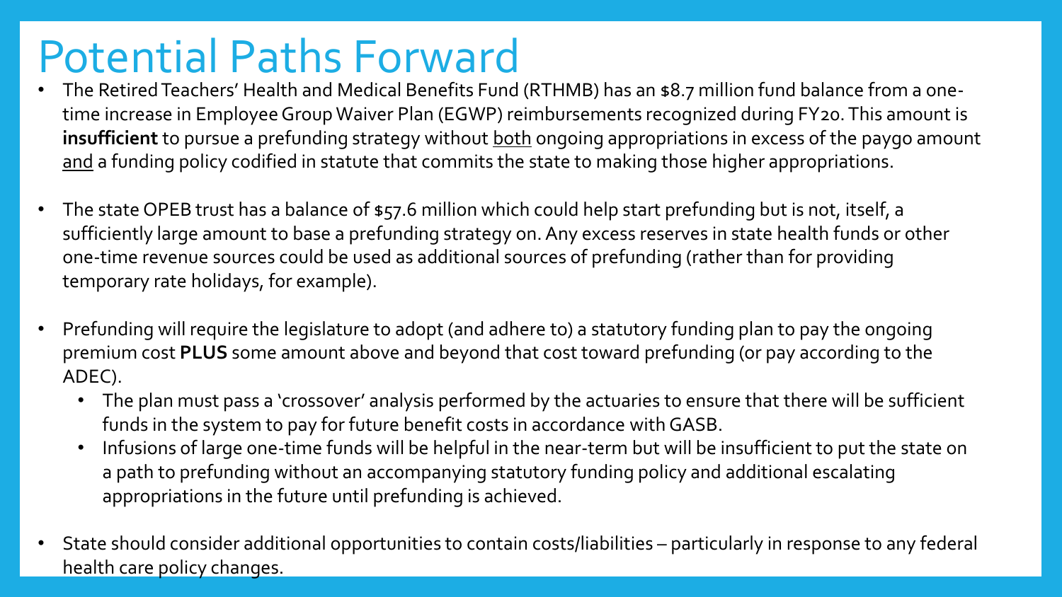# Potential Paths Forward

- The Retired Teachers' Health and Medical Benefits Fund (RTHMB) has an $8.7 million fund balance from a one-time increase in Employee Group Waiver Plan (EGWP) reimbursements recognized during FY20. This amount is **insufficient** to pursue a prefunding strategy without both ongoing appropriations in excess of the paygo amount and a funding policy codified in statute that commits the state to making those higher appropriations.

- The state OPEB trust has a balance of $57.6 million which could help start prefunding but is not, itself, a sufficiently large amount to base a prefunding strategy on. Any excess reserves in state health funds or other one-time revenue sources could be used as additional sources of prefunding (rather than for providing temporary rate holidays, for example).

- Prefunding will require the legislature to adopt (and adhere to) a statutory funding plan to pay the ongoing premium cost **PLUS** some amount above and beyond that cost toward prefunding (or pay according to the ADEC).
  - The plan must pass a 'crossover' analysis performed by the actuaries to ensure that there will be sufficient funds in the system to pay for future benefit costs in accordance with GASB.
  - Infusions of large one-time funds will be helpful in the near-term but will be insufficient to put the state on a path to prefunding without an accompanying statutory funding policy and additional escalating appropriations in the future until prefunding is achieved.

- State should consider additional opportunities to contain costs/liabilities – particularly in response to any federal health care policy changes.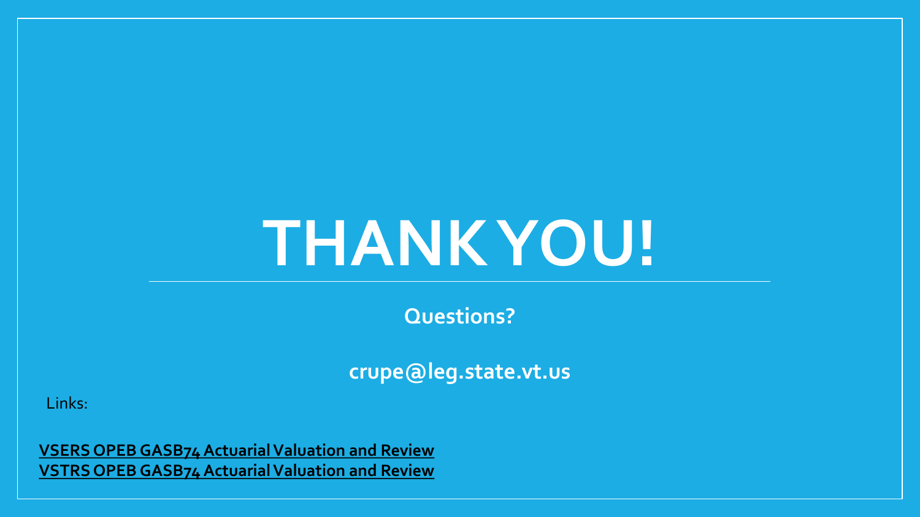# THANK YOU!

**Questions?**

**crupe@leg.state.vt.us**

Links:

**VSERS OPEB GASB74 Actuarial Valuation and Review**
**VSTRS OPEB GASB74 Actuarial Valuation and Review**